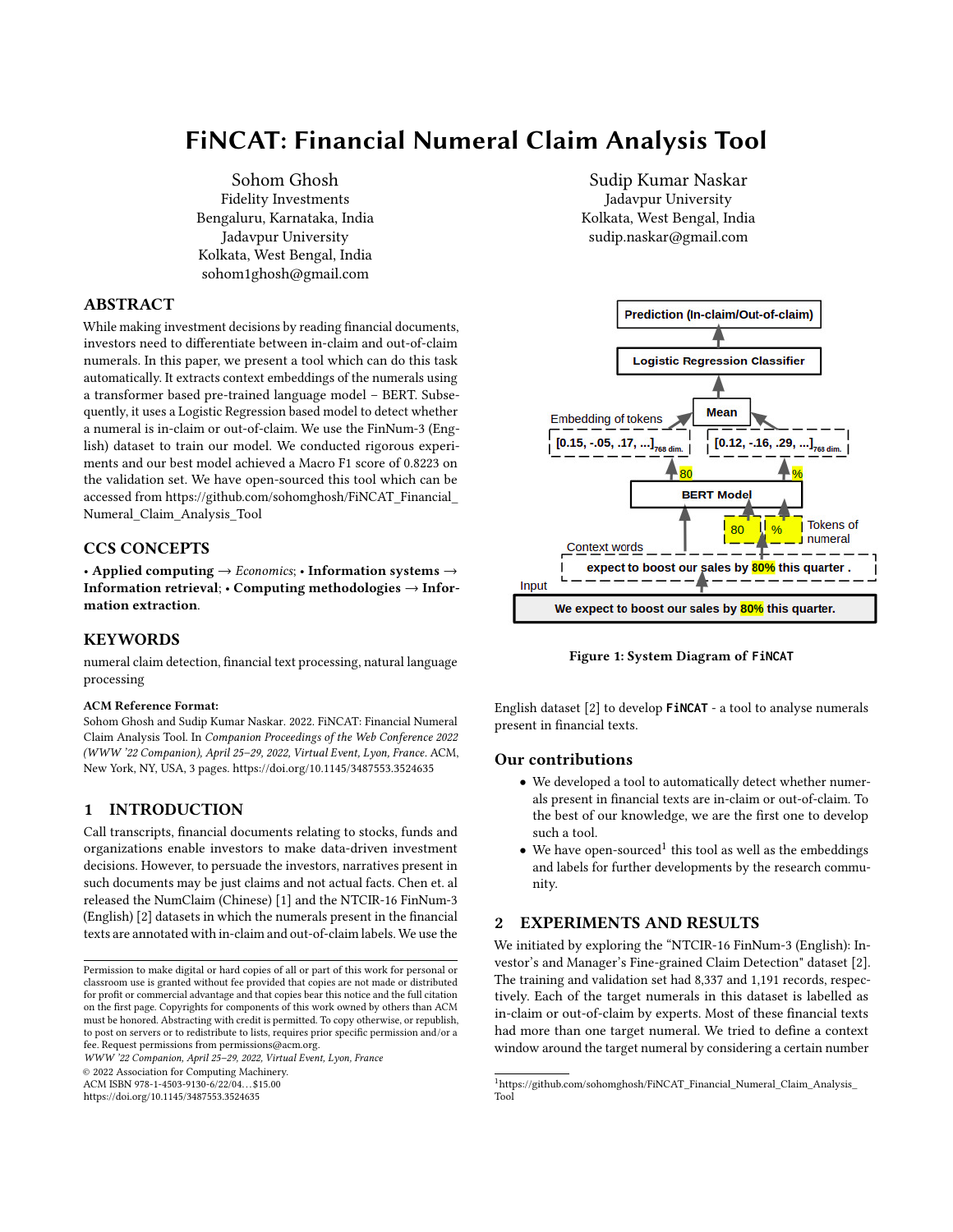# FiNCAT: Financial Numeral Claim Analysis Tool

Sohom Ghosh
Fidelity Investments
Bengaluru, Karnataka, India
Jadavpur University
Kolkata, West Bengal, India
sohom1ghosh@gmail.com

Sudip Kumar Naskar
Jadavpur University
Kolkata, West Bengal, India
sudip.naskar@gmail.com

## ABSTRACT

While making investment decisions by reading financial documents, investors need to differentiate between in-claim and out-of-claim numerals. In this paper, we present a tool which can do this task automatically. It extracts context embeddings of the numerals using a transformer based pre-trained language model – BERT. Subsequently, it uses a Logistic Regression based model to detect whether a numeral is in-claim or out-of-claim. We use the FinNum-3 (English) dataset to train our model. We conducted rigorous experiments and our best model achieved a Macro F1 score of 0.8223 on the validation set. We have open-sourced this tool which can be accessed from https://github.com/sohomghosh/FiNCAT_Financial_Numeral_Claim_Analysis_Tool

## CCS CONCEPTS

• **Applied computing** → *Economics*; • **Information systems** → **Information retrieval**; • **Computing methodologies** → **Information extraction**.

## KEYWORDS

numeral claim detection, financial text processing, natural language processing

**ACM Reference Format:**
Sohom Ghosh and Sudip Kumar Naskar. 2022. FiNCAT: Financial Numeral Claim Analysis Tool. In *Companion Proceedings of the Web Conference 2022 (WWW '22 Companion), April 25–29, 2022, Virtual Event, Lyon, France.* ACM, New York, NY, USA, 3 pages. https://doi.org/10.1145/3487553.3524635

## 1 INTRODUCTION

Call transcripts, financial documents relating to stocks, funds and organizations enable investors to make data-driven investment decisions. However, to persuade the investors, narratives present in such documents may be just claims and not actual facts. Chen et. al released the NumClaim (Chinese) [1] and the NTCIR-16 FinNum-3 (English) [2] datasets in which the numerals present in the financial texts are annotated with in-claim and out-of-claim labels. We use the English dataset [2] to develop **FiNCAT** - a tool to analyse numerals present in financial texts.

Figure 1: System Diagram of **FiNCAT**

### Our contributions

- We developed a tool to automatically detect whether numerals present in financial texts are in-claim or out-of-claim. To the best of our knowledge, we are the first one to develop such a tool.
- We have open-sourced[1] this tool as well as the embeddings and labels for further developments by the research community.

## 2 EXPERIMENTS AND RESULTS

We initiated by exploring the "NTCIR-16 FinNum-3 (English): Investor's and Manager's Fine-grained Claim Detection" dataset [2]. The training and validation set had 8,337 and 1,191 records, respectively. Each of the target numerals in this dataset is labelled as in-claim or out-of-claim by experts. Most of these financial texts had more than one target numeral. We tried to define a context window around the target numeral by considering a certain number

[1] https://github.com/sohomghosh/FiNCAT_Financial_Numeral_Claim_Analysis_Tool

Permission to make digital or hard copies of all or part of this work for personal or classroom use is granted without fee provided that copies are not made or distributed for profit or commercial advantage and that copies bear this notice and the full citation on the first page. Copyrights for components of this work owned by others than ACM must be honored. Abstracting with credit is permitted. To copy otherwise, or republish, to post on servers or to redistribute to lists, requires prior specific permission and/or a fee. Request permissions from permissions@acm.org.
*WWW '22 Companion, April 25–29, 2022, Virtual Event, Lyon, France*
© 2022 Association for Computing Machinery.
ACM ISBN 978-1-4503-9130-6/22/04…$15.00
https://doi.org/10.1145/3487553.3524635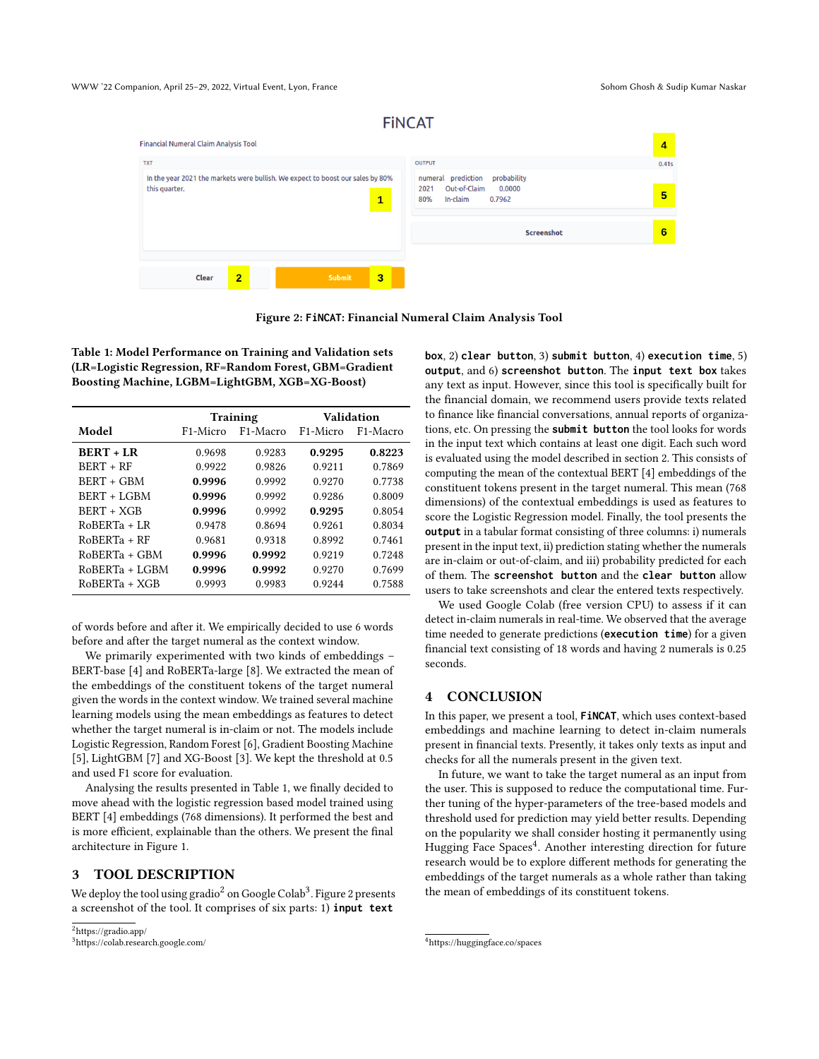**Figure 2: FiNCAT: Financial Numeral Claim Analysis Tool**

**Table 1: Model Performance on Training and Validation sets (LR=Logistic Regression, RF=Random Forest, GBM=Gradient Boosting Machine, LGBM=LightGBM, XGB=XG-Boost)**

| Model | Training | | Validation | |
|---|---|---|---|---|
| | F1-Micro | F1-Macro | F1-Micro | F1-Macro |
| **BERT + LR** | 0.9698 | 0.9283 | **0.9295** | **0.8223** |
| BERT + RF | 0.9922 | 0.9826 | 0.9211 | 0.7869 |
| BERT + GBM | **0.9996** | 0.9992 | 0.9270 | 0.7738 |
| BERT + LGBM | **0.9996** | 0.9992 | 0.9286 | 0.8009 |
| BERT + XGB | **0.9996** | 0.9992 | **0.9295** | 0.8054 |
| RoBERTa + LR | 0.9478 | 0.8694 | 0.9261 | 0.8034 |
| RoBERTa + RF | 0.9681 | 0.9318 | 0.8992 | 0.7461 |
| RoBERTa + GBM | **0.9996** | **0.9992** | 0.9219 | 0.7248 |
| RoBERTa + LGBM | **0.9996** | **0.9992** | 0.9270 | 0.7699 |
| RoBERTa + XGB | 0.9993 | 0.9983 | 0.9244 | 0.7588 |

of words before and after it. We empirically decided to use 6 words before and after the target numeral as the context window.

We primarily experimented with two kinds of embeddings – BERT-base [4] and RoBERTa-large [8]. We extracted the mean of the embeddings of the constituent tokens of the target numeral given the words in the context window. We trained several machine learning models using the mean embeddings as features to detect whether the target numeral is in-claim or not. The models include Logistic Regression, Random Forest [6], Gradient Boosting Machine [5], LightGBM [7] and XG-Boost [3]. We kept the threshold at 0.5 and used F1 score for evaluation.

Analysing the results presented in Table 1, we finally decided to move ahead with the logistic regression based model trained using BERT [4] embeddings (768 dimensions). It performed the best and is more efficient, explainable than the others. We present the final architecture in Figure 1.

## 3 TOOL DESCRIPTION

We deploy the tool using gradio[2] on Google Colab[3]. Figure 2 presents a screenshot of the tool. It comprises of six parts: 1) **input text box**, 2) **clear button**, 3) **submit button**, 4) **execution time**, 5) **output**, and 6) **screenshot button**. The **input text box** takes any text as input. However, since this tool is specifically built for the financial domain, we recommend users provide texts related to finance like financial conversations, annual reports of organizations, etc. On pressing the **submit button** the tool looks for words in the input text which contains at least one digit. Each such word is evaluated using the model described in section 2. This consists of computing the mean of the contextual BERT [4] embeddings of the constituent tokens present in the target numeral. This mean (768 dimensions) of the contextual embeddings is used as features to score the Logistic Regression model. Finally, the tool presents the **output** in a tabular format consisting of three columns: i) numerals present in the input text, ii) prediction stating whether the numerals are in-claim or out-of-claim, and iii) probability predicted for each of them. The **screenshot button** and the **clear button** allow users to take screenshots and clear the entered texts respectively.

We used Google Colab (free version CPU) to assess if it can detect in-claim numerals in real-time. We observed that the average time needed to generate predictions (**execution time**) for a given financial text consisting of 18 words and having 2 numerals is 0.25 seconds.

## 4 CONCLUSION

In this paper, we present a tool, **FiNCAT**, which uses context-based embeddings and machine learning to detect in-claim numerals present in financial texts. Presently, it takes only texts as input and checks for all the numerals present in the given text.

In future, we want to take the target numeral as an input from the user. This is supposed to reduce the computational time. Further tuning of the hyper-parameters of the tree-based models and threshold used for prediction may yield better results. Depending on the popularity we shall consider hosting it permanently using Hugging Face Spaces[4]. Another interesting direction for future research would be to explore different methods for generating the embeddings of the target numerals as a whole rather than taking the mean of embeddings of its constituent tokens.

[2] https://gradio.app/

[3] https://colab.research.google.com/

[4] https://huggingface.co/spaces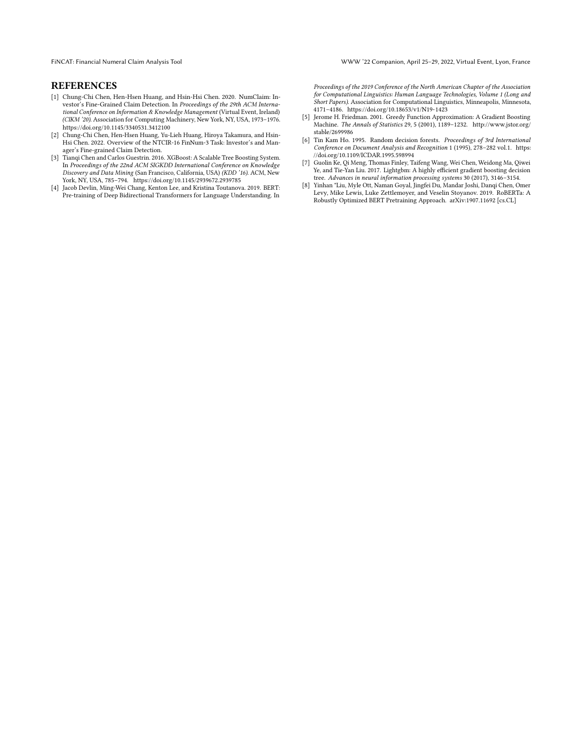## REFERENCES

[1] Chung-Chi Chen, Hen-Hsen Huang, and Hsin-Hsi Chen. 2020. NumClaim: Investor's Fine-Grained Claim Detection. In *Proceedings of the 29th ACM International Conference on Information & Knowledge Management* (Virtual Event, Ireland) *(CIKM '20)*. Association for Computing Machinery, New York, NY, USA, 1973–1976. https://doi.org/10.1145/3340531.3412100

[2] Chung-Chi Chen, Hen-Hsen Huang, Yu-Lieh Huang, Hiroya Takamura, and Hsin-Hsi Chen. 2022. Overview of the NTCIR-16 FinNum-3 Task: Investor's and Manager's Fine-grained Claim Detection.

[3] Tianqi Chen and Carlos Guestrin. 2016. XGBoost: A Scalable Tree Boosting System. In *Proceedings of the 22nd ACM SIGKDD International Conference on Knowledge Discovery and Data Mining* (San Francisco, California, USA) *(KDD '16)*. ACM, New York, NY, USA, 785–794. https://doi.org/10.1145/2939672.2939785

[4] Jacob Devlin, Ming-Wei Chang, Kenton Lee, and Kristina Toutanova. 2019. BERT: Pre-training of Deep Bidirectional Transformers for Language Understanding. In *Proceedings of the 2019 Conference of the North American Chapter of the Association for Computational Linguistics: Human Language Technologies, Volume 1 (Long and Short Papers)*. Association for Computational Linguistics, Minneapolis, Minnesota, 4171–4186. https://doi.org/10.18653/v1/N19-1423

[5] Jerome H. Friedman. 2001. Greedy Function Approximation: A Gradient Boosting Machine. *The Annals of Statistics* 29, 5 (2001), 1189–1232. http://www.jstor.org/stable/2699986

[6] Tin Kam Ho. 1995. Random decision forests. *Proceedings of 3rd International Conference on Document Analysis and Recognition* 1 (1995), 278–282 vol.1. https://doi.org/10.1109/ICDAR.1995.598994

[7] Guolin Ke, Qi Meng, Thomas Finley, Taifeng Wang, Wei Chen, Weidong Ma, Qiwei Ye, and Tie-Yan Liu. 2017. Lightgbm: A highly efficient gradient boosting decision tree. *Advances in neural information processing systems* 30 (2017), 3146–3154.

[8] Yinhan "Liu, Myle Ott, Naman Goyal, Jingfei Du, Mandar Joshi, Danqi Chen, Omer Levy, Mike Lewis, Luke Zettlemoyer, and Veselin Stoyanov. 2019. RoBERTa: A Robustly Optimized BERT Pretraining Approach. arXiv:1907.11692 [cs.CL]